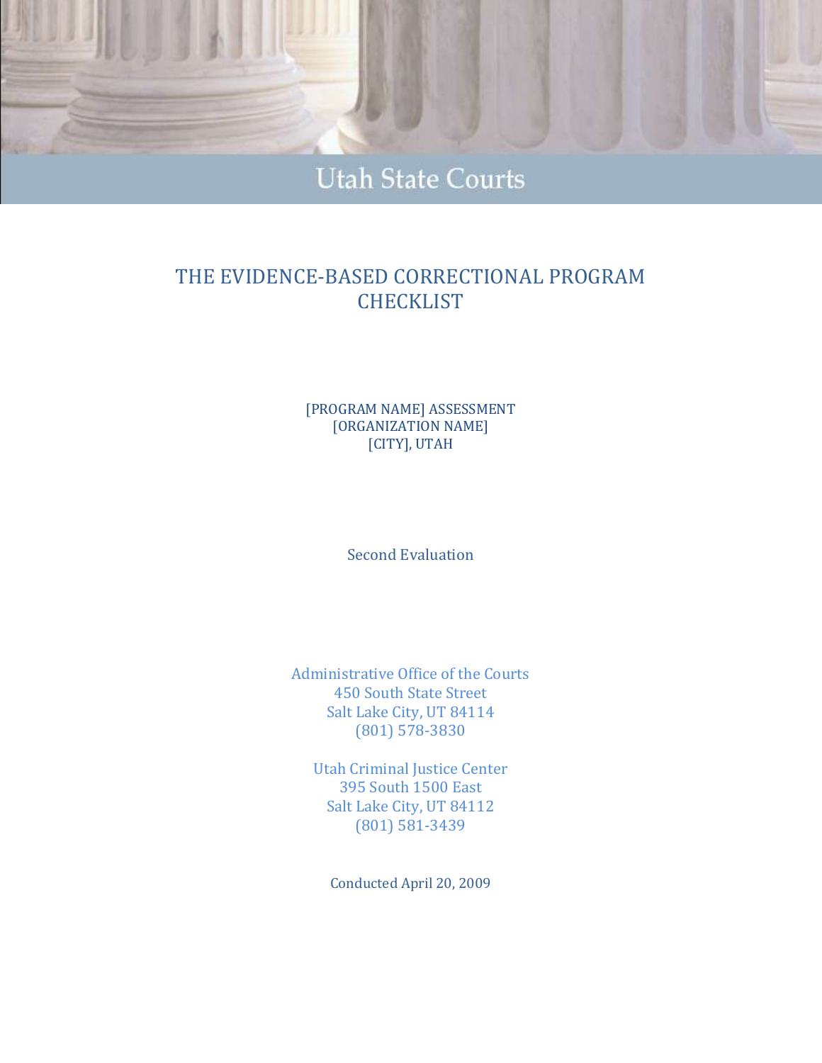Utah State Courts

# THE EVIDENCE-BASED CORRECTIONAL PROGRAM CHECKLIST

[PROGRAM NAME] ASSESSMENT
[ORGANIZATION NAME]
[CITY], UTAH

Second Evaluation

Administrative Office of the Courts
450 South State Street
Salt Lake City, UT 84114
(801) 578-3830

Utah Criminal Justice Center
395 South 1500 East
Salt Lake City, UT 84112
(801) 581-3439

Conducted April 20, 2009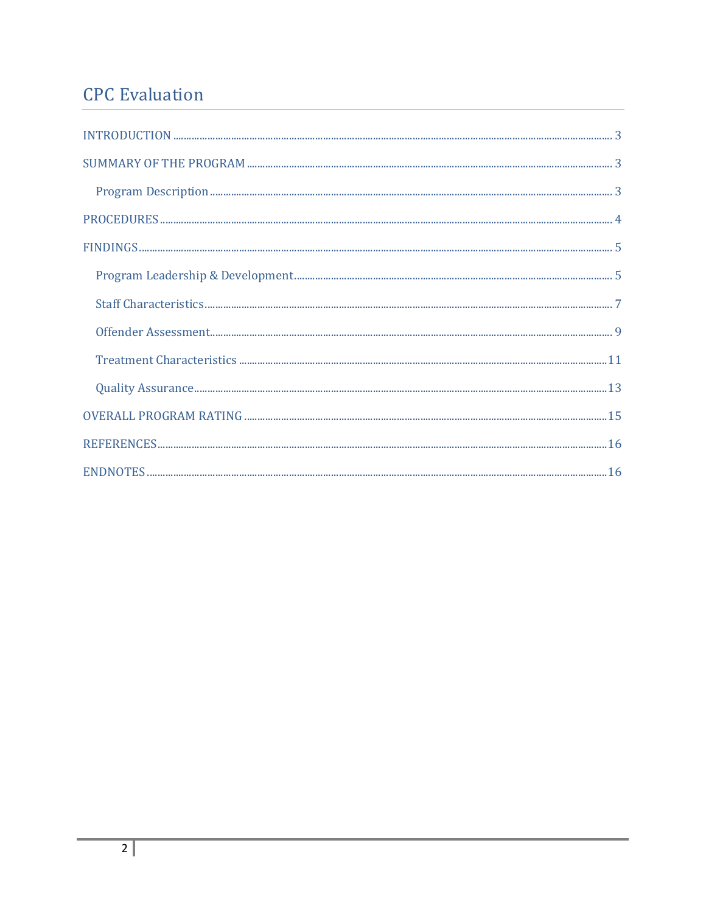# CPC Evaluation

INTRODUCTION ..... 3

SUMMARY OF THE PROGRAM ..... 3

- Program Description ..... 3

PROCEDURES ..... 4

FINDINGS ..... 5

- Program Leadership & Development ..... 5
- Staff Characteristics ..... 7
- Offender Assessment ..... 9
- Treatment Characteristics ..... 11
- Quality Assurance ..... 13

OVERALL PROGRAM RATING ..... 15

REFERENCES ..... 16

ENDNOTES ..... 16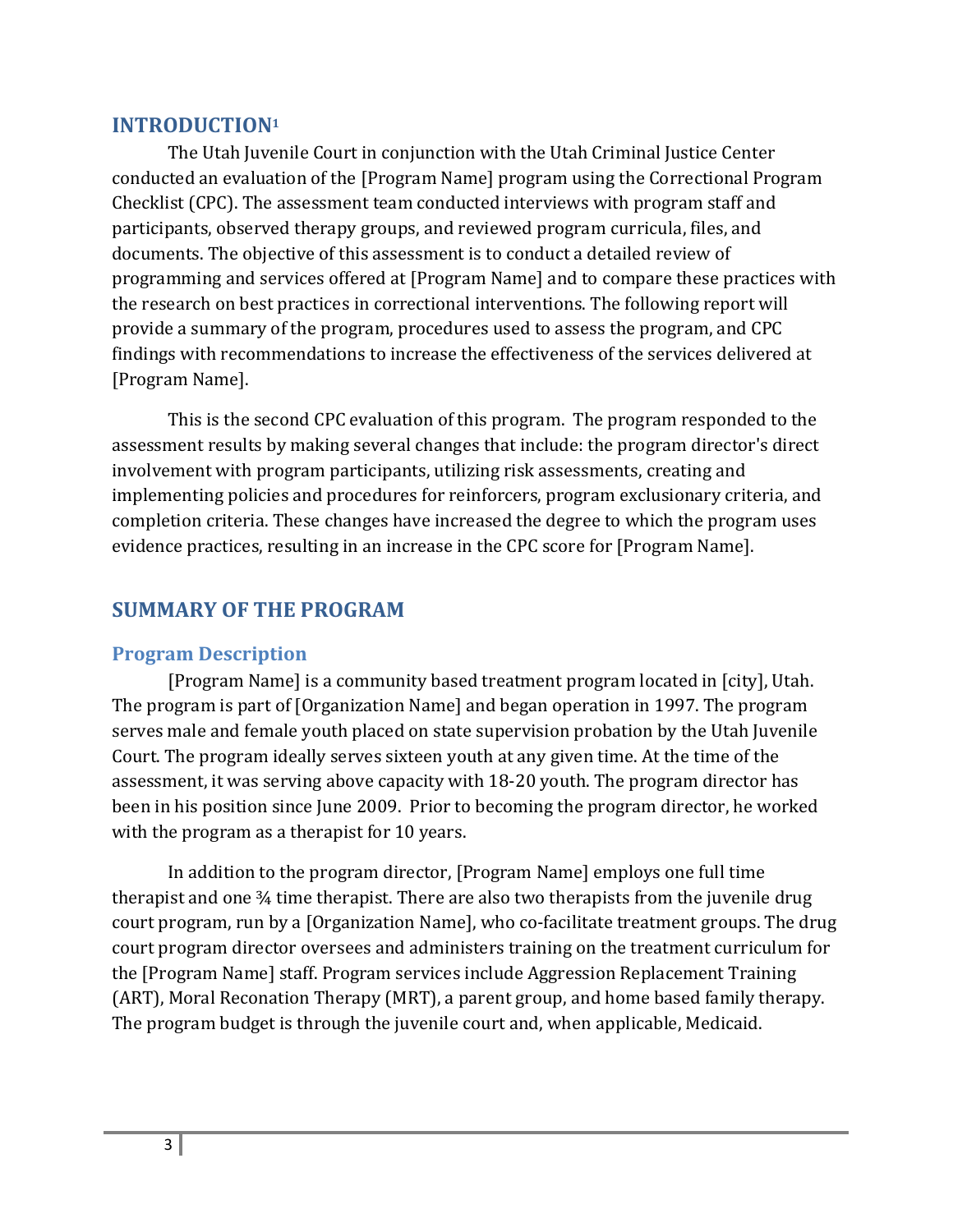# INTRODUCTION[1]

The Utah Juvenile Court in conjunction with the Utah Criminal Justice Center conducted an evaluation of the [Program Name] program using the Correctional Program Checklist (CPC). The assessment team conducted interviews with program staff and participants, observed therapy groups, and reviewed program curricula, files, and documents. The objective of this assessment is to conduct a detailed review of programming and services offered at [Program Name] and to compare these practices with the research on best practices in correctional interventions. The following report will provide a summary of the program, procedures used to assess the program, and CPC findings with recommendations to increase the effectiveness of the services delivered at [Program Name].

This is the second CPC evaluation of this program. The program responded to the assessment results by making several changes that include: the program director's direct involvement with program participants, utilizing risk assessments, creating and implementing policies and procedures for reinforcers, program exclusionary criteria, and completion criteria. These changes have increased the degree to which the program uses evidence practices, resulting in an increase in the CPC score for [Program Name].

# SUMMARY OF THE PROGRAM

## Program Description

[Program Name] is a community based treatment program located in [city], Utah. The program is part of [Organization Name] and began operation in 1997. The program serves male and female youth placed on state supervision probation by the Utah Juvenile Court. The program ideally serves sixteen youth at any given time. At the time of the assessment, it was serving above capacity with 18-20 youth. The program director has been in his position since June 2009. Prior to becoming the program director, he worked with the program as a therapist for 10 years.

In addition to the program director, [Program Name] employs one full time therapist and one ¾ time therapist. There are also two therapists from the juvenile drug court program, run by a [Organization Name], who co-facilitate treatment groups. The drug court program director oversees and administers training on the treatment curriculum for the [Program Name] staff. Program services include Aggression Replacement Training (ART), Moral Reconation Therapy (MRT), a parent group, and home based family therapy. The program budget is through the juvenile court and, when applicable, Medicaid.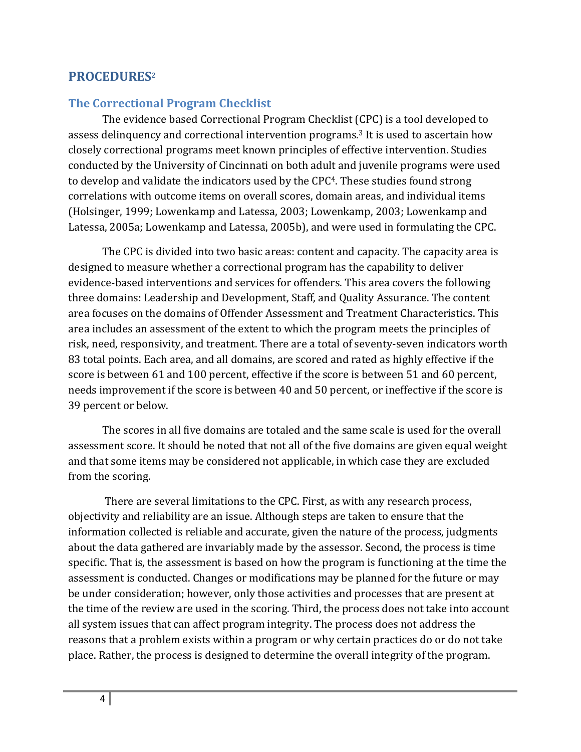# PROCEDURES[2]

## The Correctional Program Checklist

The evidence based Correctional Program Checklist (CPC) is a tool developed to assess delinquency and correctional intervention programs.[3] It is used to ascertain how closely correctional programs meet known principles of effective intervention. Studies conducted by the University of Cincinnati on both adult and juvenile programs were used to develop and validate the indicators used by the CPC[4]. These studies found strong correlations with outcome items on overall scores, domain areas, and individual items (Holsinger, 1999; Lowenkamp and Latessa, 2003; Lowenkamp, 2003; Lowenkamp and Latessa, 2005a; Lowenkamp and Latessa, 2005b), and were used in formulating the CPC.

The CPC is divided into two basic areas: content and capacity. The capacity area is designed to measure whether a correctional program has the capability to deliver evidence-based interventions and services for offenders. This area covers the following three domains: Leadership and Development, Staff, and Quality Assurance. The content area focuses on the domains of Offender Assessment and Treatment Characteristics. This area includes an assessment of the extent to which the program meets the principles of risk, need, responsivity, and treatment. There are a total of seventy-seven indicators worth 83 total points. Each area, and all domains, are scored and rated as highly effective if the score is between 61 and 100 percent, effective if the score is between 51 and 60 percent, needs improvement if the score is between 40 and 50 percent, or ineffective if the score is 39 percent or below.

The scores in all five domains are totaled and the same scale is used for the overall assessment score. It should be noted that not all of the five domains are given equal weight and that some items may be considered not applicable, in which case they are excluded from the scoring.

There are several limitations to the CPC. First, as with any research process, objectivity and reliability are an issue. Although steps are taken to ensure that the information collected is reliable and accurate, given the nature of the process, judgments about the data gathered are invariably made by the assessor. Second, the process is time specific. That is, the assessment is based on how the program is functioning at the time the assessment is conducted. Changes or modifications may be planned for the future or may be under consideration; however, only those activities and processes that are present at the time of the review are used in the scoring. Third, the process does not take into account all system issues that can affect program integrity. The process does not address the reasons that a problem exists within a program or why certain practices do or do not take place. Rather, the process is designed to determine the overall integrity of the program.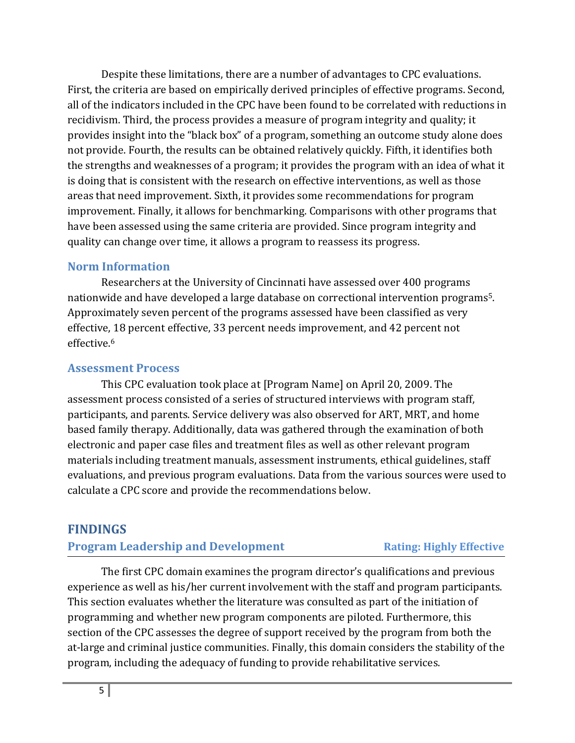Despite these limitations, there are a number of advantages to CPC evaluations. First, the criteria are based on empirically derived principles of effective programs. Second, all of the indicators included in the CPC have been found to be correlated with reductions in recidivism. Third, the process provides a measure of program integrity and quality; it provides insight into the "black box" of a program, something an outcome study alone does not provide. Fourth, the results can be obtained relatively quickly. Fifth, it identifies both the strengths and weaknesses of a program; it provides the program with an idea of what it is doing that is consistent with the research on effective interventions, as well as those areas that need improvement. Sixth, it provides some recommendations for program improvement. Finally, it allows for benchmarking. Comparisons with other programs that have been assessed using the same criteria are provided. Since program integrity and quality can change over time, it allows a program to reassess its progress.

### Norm Information

Researchers at the University of Cincinnati have assessed over 400 programs nationwide and have developed a large database on correctional intervention programs[5]. Approximately seven percent of the programs assessed have been classified as very effective, 18 percent effective, 33 percent needs improvement, and 42 percent not effective.[6]

### Assessment Process

This CPC evaluation took place at [Program Name] on April 20, 2009. The assessment process consisted of a series of structured interviews with program staff, participants, and parents. Service delivery was also observed for ART, MRT, and home based family therapy. Additionally, data was gathered through the examination of both electronic and paper case files and treatment files as well as other relevant program materials including treatment manuals, assessment instruments, ethical guidelines, staff evaluations, and previous program evaluations. Data from the various sources were used to calculate a CPC score and provide the recommendations below.

## FINDINGS

### Program Leadership and Development — Rating: Highly Effective

The first CPC domain examines the program director's qualifications and previous experience as well as his/her current involvement with the staff and program participants. This section evaluates whether the literature was consulted as part of the initiation of programming and whether new program components are piloted. Furthermore, this section of the CPC assesses the degree of support received by the program from both the at-large and criminal justice communities. Finally, this domain considers the stability of the program, including the adequacy of funding to provide rehabilitative services.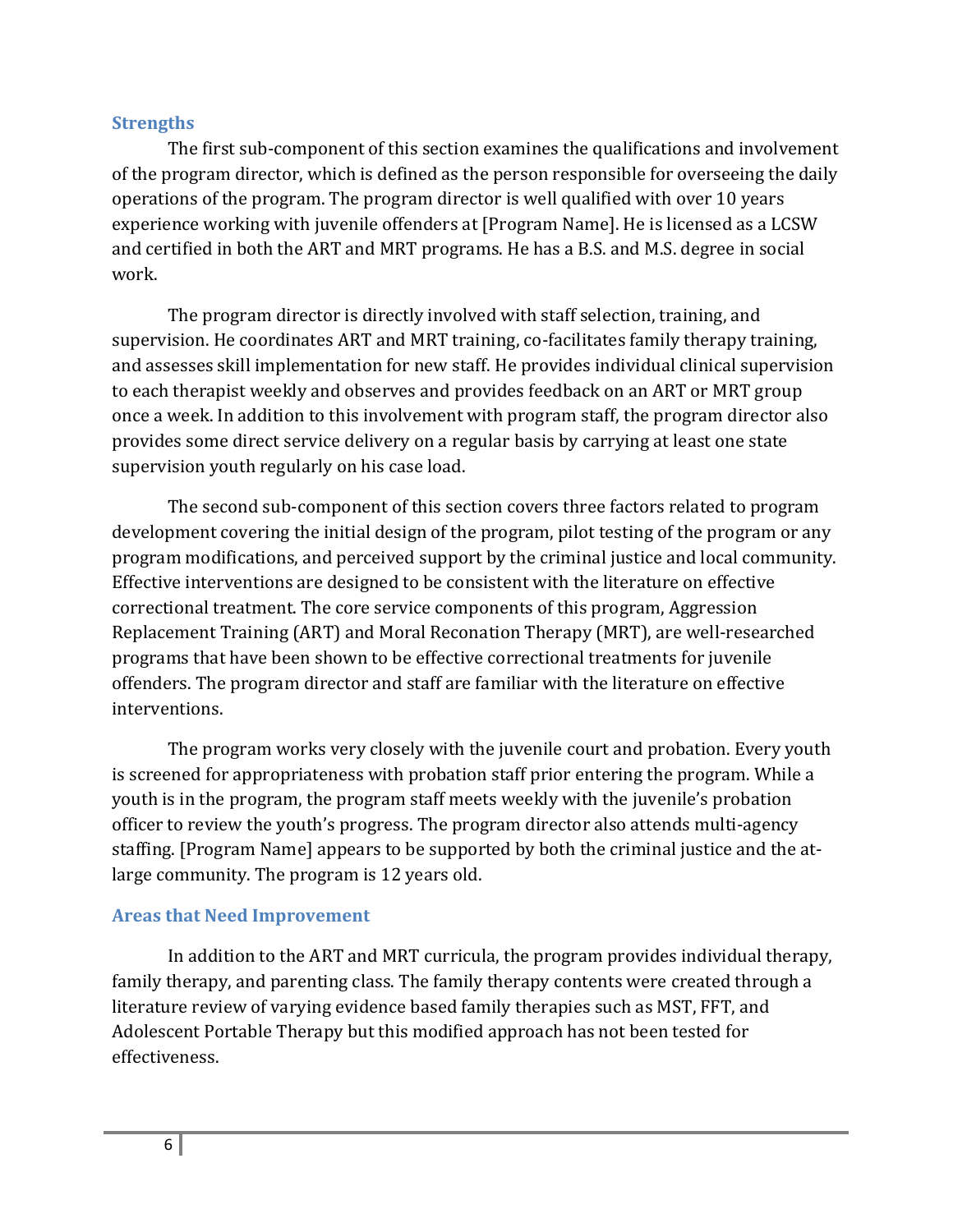## Strengths

The first sub-component of this section examines the qualifications and involvement of the program director, which is defined as the person responsible for overseeing the daily operations of the program. The program director is well qualified with over 10 years experience working with juvenile offenders at [Program Name]. He is licensed as a LCSW and certified in both the ART and MRT programs. He has a B.S. and M.S. degree in social work.

The program director is directly involved with staff selection, training, and supervision. He coordinates ART and MRT training, co-facilitates family therapy training, and assesses skill implementation for new staff. He provides individual clinical supervision to each therapist weekly and observes and provides feedback on an ART or MRT group once a week. In addition to this involvement with program staff, the program director also provides some direct service delivery on a regular basis by carrying at least one state supervision youth regularly on his case load.

The second sub-component of this section covers three factors related to program development covering the initial design of the program, pilot testing of the program or any program modifications, and perceived support by the criminal justice and local community. Effective interventions are designed to be consistent with the literature on effective correctional treatment. The core service components of this program, Aggression Replacement Training (ART) and Moral Reconation Therapy (MRT), are well-researched programs that have been shown to be effective correctional treatments for juvenile offenders. The program director and staff are familiar with the literature on effective interventions.

The program works very closely with the juvenile court and probation. Every youth is screened for appropriateness with probation staff prior entering the program. While a youth is in the program, the program staff meets weekly with the juvenile's probation officer to review the youth's progress. The program director also attends multi-agency staffing. [Program Name] appears to be supported by both the criminal justice and the at-large community. The program is 12 years old.

## Areas that Need Improvement

In addition to the ART and MRT curricula, the program provides individual therapy, family therapy, and parenting class. The family therapy contents were created through a literature review of varying evidence based family therapies such as MST, FFT, and Adolescent Portable Therapy but this modified approach has not been tested for effectiveness.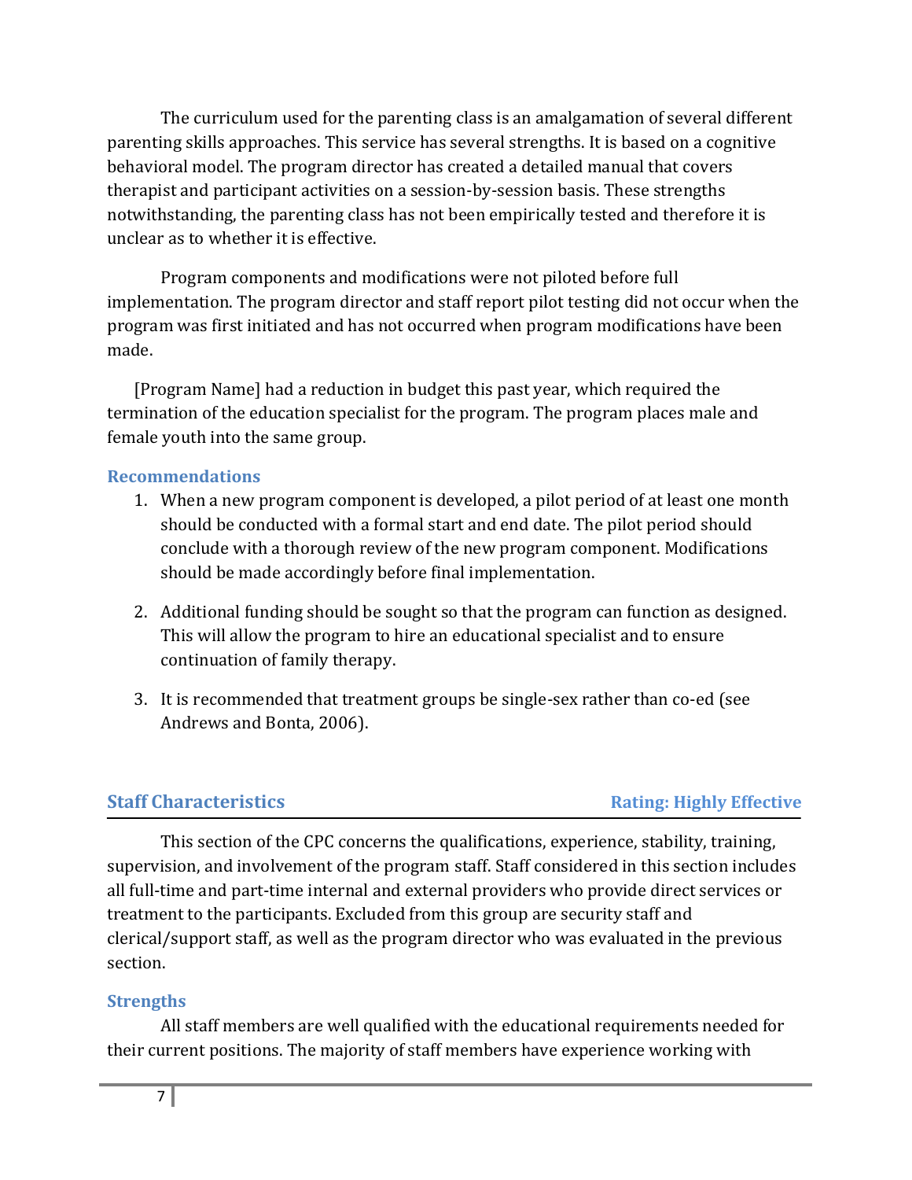The curriculum used for the parenting class is an amalgamation of several different parenting skills approaches. This service has several strengths. It is based on a cognitive behavioral model. The program director has created a detailed manual that covers therapist and participant activities on a session-by-session basis. These strengths notwithstanding, the parenting class has not been empirically tested and therefore it is unclear as to whether it is effective.

Program components and modifications were not piloted before full implementation. The program director and staff report pilot testing did not occur when the program was first initiated and has not occurred when program modifications have been made.

[Program Name] had a reduction in budget this past year, which required the termination of the education specialist for the program. The program places male and female youth into the same group.

### Recommendations

1. When a new program component is developed, a pilot period of at least one month should be conducted with a formal start and end date. The pilot period should conclude with a thorough review of the new program component. Modifications should be made accordingly before final implementation.

2. Additional funding should be sought so that the program can function as designed. This will allow the program to hire an educational specialist and to ensure continuation of family therapy.

3. It is recommended that treatment groups be single-sex rather than co-ed (see Andrews and Bonta, 2006).

## Staff Characteristics — Rating: Highly Effective

This section of the CPC concerns the qualifications, experience, stability, training, supervision, and involvement of the program staff. Staff considered in this section includes all full-time and part-time internal and external providers who provide direct services or treatment to the participants. Excluded from this group are security staff and clerical/support staff, as well as the program director who was evaluated in the previous section.

### Strengths

All staff members are well qualified with the educational requirements needed for their current positions. The majority of staff members have experience working with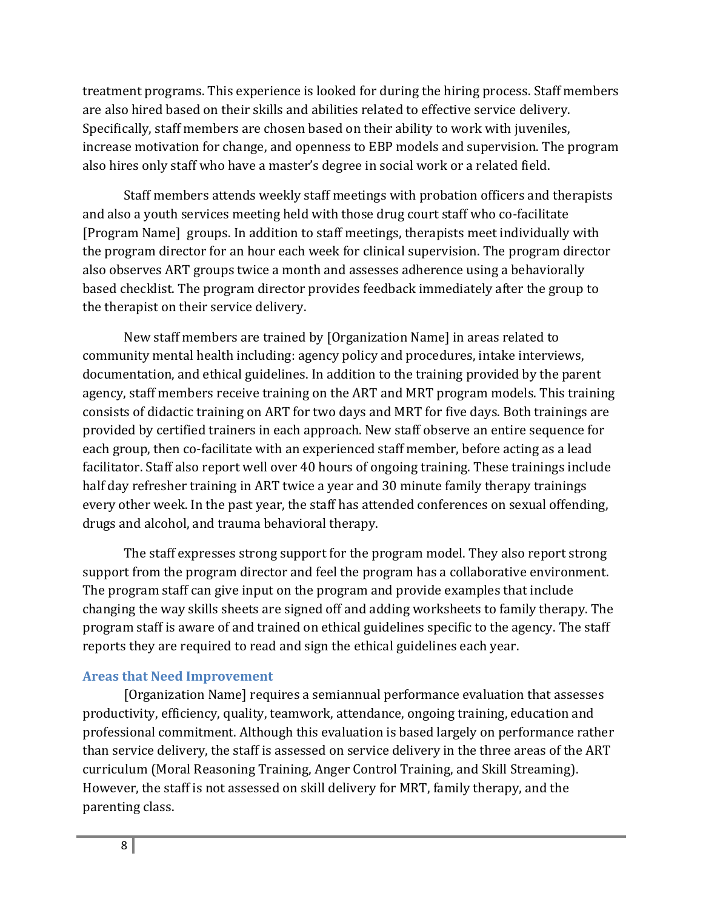treatment programs. This experience is looked for during the hiring process. Staff members are also hired based on their skills and abilities related to effective service delivery. Specifically, staff members are chosen based on their ability to work with juveniles, increase motivation for change, and openness to EBP models and supervision. The program also hires only staff who have a master's degree in social work or a related field.

Staff members attends weekly staff meetings with probation officers and therapists and also a youth services meeting held with those drug court staff who co-facilitate [Program Name] groups. In addition to staff meetings, therapists meet individually with the program director for an hour each week for clinical supervision. The program director also observes ART groups twice a month and assesses adherence using a behaviorally based checklist. The program director provides feedback immediately after the group to the therapist on their service delivery.

New staff members are trained by [Organization Name] in areas related to community mental health including: agency policy and procedures, intake interviews, documentation, and ethical guidelines. In addition to the training provided by the parent agency, staff members receive training on the ART and MRT program models. This training consists of didactic training on ART for two days and MRT for five days. Both trainings are provided by certified trainers in each approach. New staff observe an entire sequence for each group, then co-facilitate with an experienced staff member, before acting as a lead facilitator. Staff also report well over 40 hours of ongoing training. These trainings include half day refresher training in ART twice a year and 30 minute family therapy trainings every other week. In the past year, the staff has attended conferences on sexual offending, drugs and alcohol, and trauma behavioral therapy.

The staff expresses strong support for the program model. They also report strong support from the program director and feel the program has a collaborative environment. The program staff can give input on the program and provide examples that include changing the way skills sheets are signed off and adding worksheets to family therapy. The program staff is aware of and trained on ethical guidelines specific to the agency. The staff reports they are required to read and sign the ethical guidelines each year.

### Areas that Need Improvement

[Organization Name] requires a semiannual performance evaluation that assesses productivity, efficiency, quality, teamwork, attendance, ongoing training, education and professional commitment. Although this evaluation is based largely on performance rather than service delivery, the staff is assessed on service delivery in the three areas of the ART curriculum (Moral Reasoning Training, Anger Control Training, and Skill Streaming). However, the staff is not assessed on skill delivery for MRT, family therapy, and the parenting class.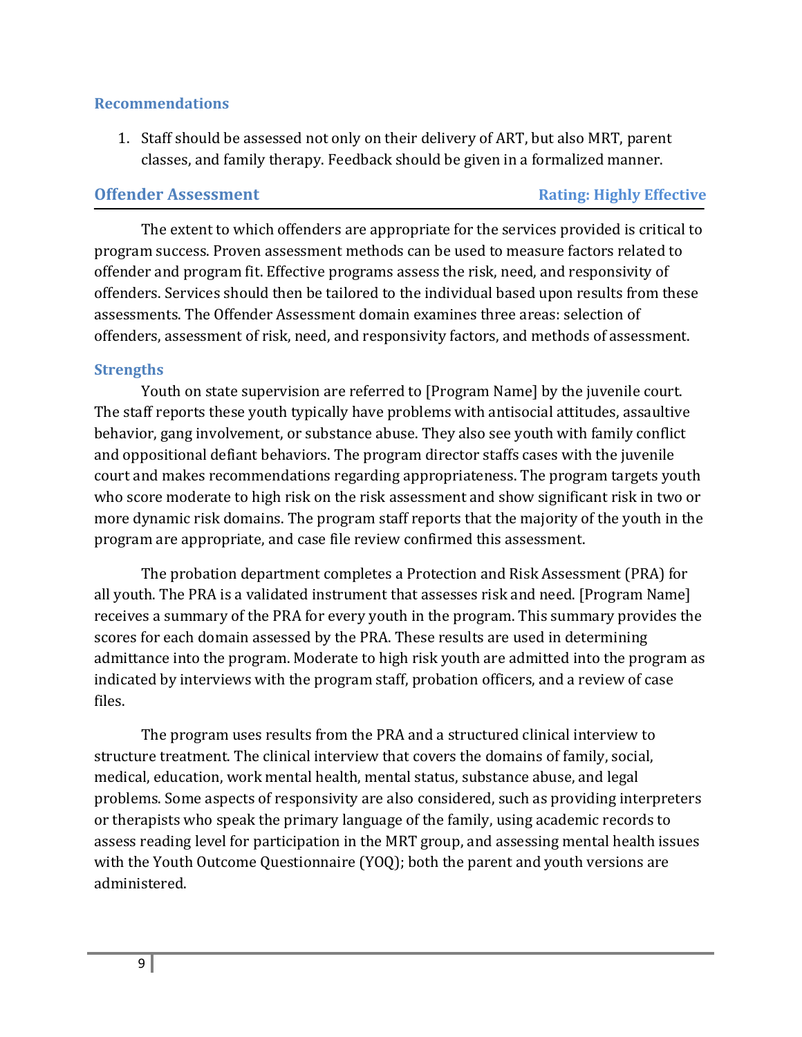### Recommendations

1. Staff should be assessed not only on their delivery of ART, but also MRT, parent classes, and family therapy. Feedback should be given in a formalized manner.

## Offender Assessment — Rating: Highly Effective

The extent to which offenders are appropriate for the services provided is critical to program success. Proven assessment methods can be used to measure factors related to offender and program fit. Effective programs assess the risk, need, and responsivity of offenders. Services should then be tailored to the individual based upon results from these assessments. The Offender Assessment domain examines three areas: selection of offenders, assessment of risk, need, and responsivity factors, and methods of assessment.

### Strengths

Youth on state supervision are referred to [Program Name] by the juvenile court. The staff reports these youth typically have problems with antisocial attitudes, assaultive behavior, gang involvement, or substance abuse. They also see youth with family conflict and oppositional defiant behaviors. The program director staffs cases with the juvenile court and makes recommendations regarding appropriateness. The program targets youth who score moderate to high risk on the risk assessment and show significant risk in two or more dynamic risk domains. The program staff reports that the majority of the youth in the program are appropriate, and case file review confirmed this assessment.

The probation department completes a Protection and Risk Assessment (PRA) for all youth. The PRA is a validated instrument that assesses risk and need. [Program Name] receives a summary of the PRA for every youth in the program. This summary provides the scores for each domain assessed by the PRA. These results are used in determining admittance into the program. Moderate to high risk youth are admitted into the program as indicated by interviews with the program staff, probation officers, and a review of case files.

The program uses results from the PRA and a structured clinical interview to structure treatment. The clinical interview that covers the domains of family, social, medical, education, work mental health, mental status, substance abuse, and legal problems. Some aspects of responsivity are also considered, such as providing interpreters or therapists who speak the primary language of the family, using academic records to assess reading level for participation in the MRT group, and assessing mental health issues with the Youth Outcome Questionnaire (YOQ); both the parent and youth versions are administered.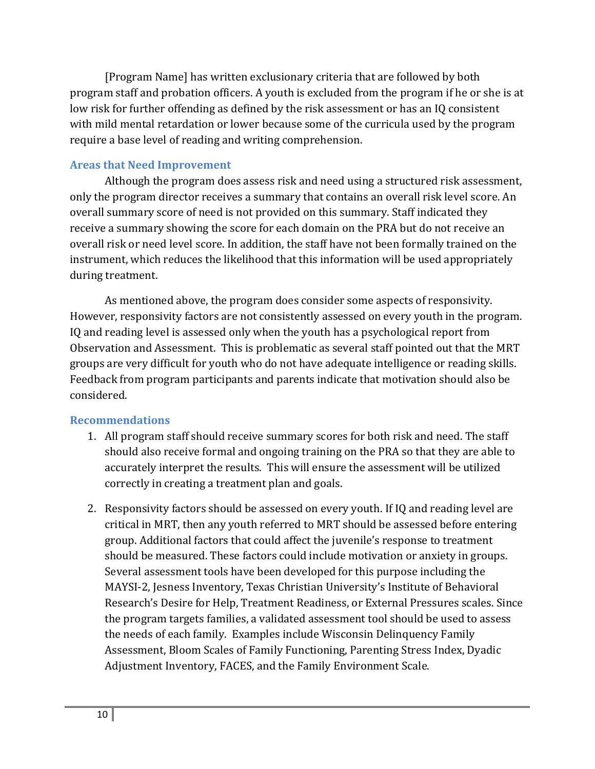[Program Name] has written exclusionary criteria that are followed by both program staff and probation officers. A youth is excluded from the program if he or she is at low risk for further offending as defined by the risk assessment or has an IQ consistent with mild mental retardation or lower because some of the curricula used by the program require a base level of reading and writing comprehension.

### Areas that Need Improvement

Although the program does assess risk and need using a structured risk assessment, only the program director receives a summary that contains an overall risk level score. An overall summary score of need is not provided on this summary. Staff indicated they receive a summary showing the score for each domain on the PRA but do not receive an overall risk or need level score. In addition, the staff have not been formally trained on the instrument, which reduces the likelihood that this information will be used appropriately during treatment.

As mentioned above, the program does consider some aspects of responsivity. However, responsivity factors are not consistently assessed on every youth in the program. IQ and reading level is assessed only when the youth has a psychological report from Observation and Assessment. This is problematic as several staff pointed out that the MRT groups are very difficult for youth who do not have adequate intelligence or reading skills. Feedback from program participants and parents indicate that motivation should also be considered.

### Recommendations

1. All program staff should receive summary scores for both risk and need. The staff should also receive formal and ongoing training on the PRA so that they are able to accurately interpret the results. This will ensure the assessment will be utilized correctly in creating a treatment plan and goals.

2. Responsivity factors should be assessed on every youth. If IQ and reading level are critical in MRT, then any youth referred to MRT should be assessed before entering group. Additional factors that could affect the juvenile's response to treatment should be measured. These factors could include motivation or anxiety in groups. Several assessment tools have been developed for this purpose including the MAYSI-2, Jesness Inventory, Texas Christian University's Institute of Behavioral Research's Desire for Help, Treatment Readiness, or External Pressures scales. Since the program targets families, a validated assessment tool should be used to assess the needs of each family. Examples include Wisconsin Delinquency Family Assessment, Bloom Scales of Family Functioning, Parenting Stress Index, Dyadic Adjustment Inventory, FACES, and the Family Environment Scale.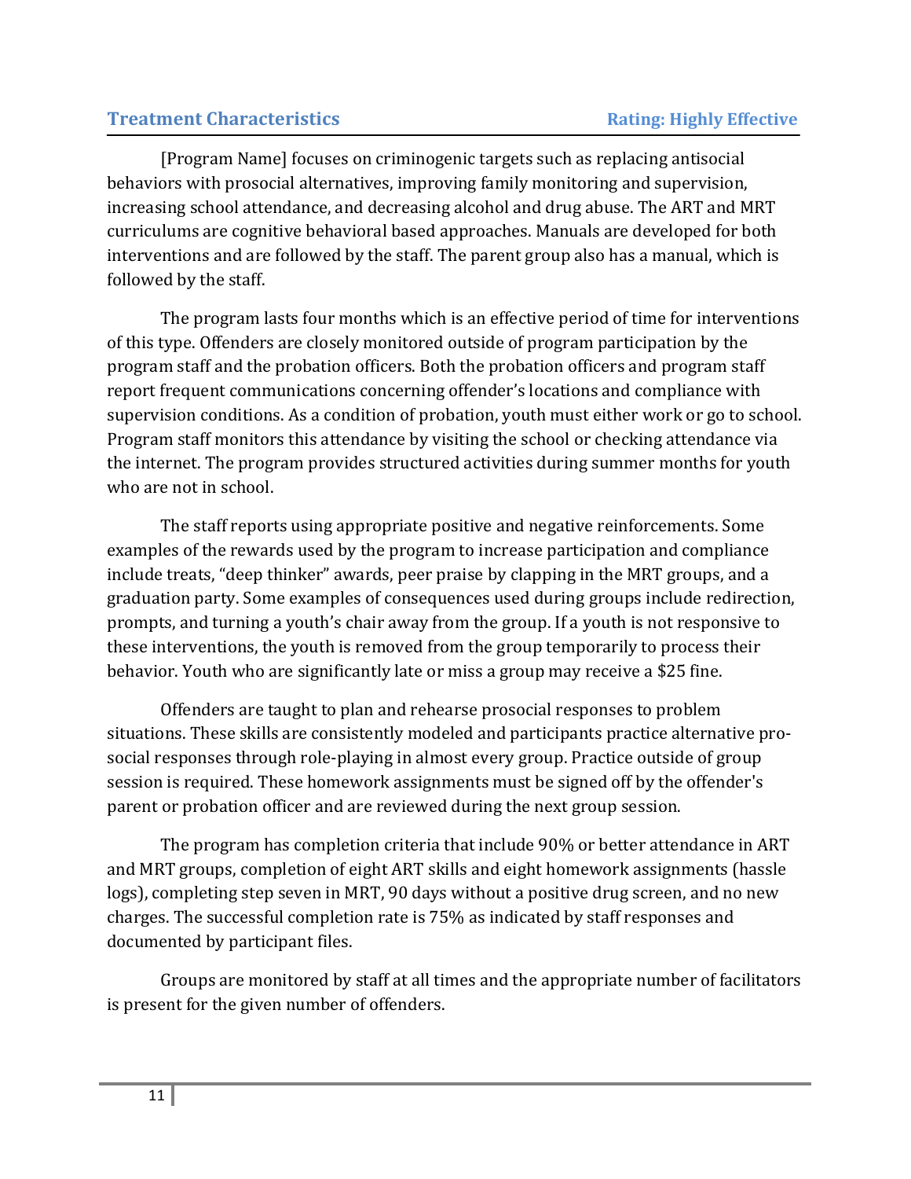## Treatment Characteristics — Rating: Highly Effective

[Program Name] focuses on criminogenic targets such as replacing antisocial behaviors with prosocial alternatives, improving family monitoring and supervision, increasing school attendance, and decreasing alcohol and drug abuse. The ART and MRT curriculums are cognitive behavioral based approaches. Manuals are developed for both interventions and are followed by the staff. The parent group also has a manual, which is followed by the staff.

The program lasts four months which is an effective period of time for interventions of this type. Offenders are closely monitored outside of program participation by the program staff and the probation officers. Both the probation officers and program staff report frequent communications concerning offender's locations and compliance with supervision conditions. As a condition of probation, youth must either work or go to school. Program staff monitors this attendance by visiting the school or checking attendance via the internet. The program provides structured activities during summer months for youth who are not in school.

The staff reports using appropriate positive and negative reinforcements. Some examples of the rewards used by the program to increase participation and compliance include treats, "deep thinker" awards, peer praise by clapping in the MRT groups, and a graduation party. Some examples of consequences used during groups include redirection, prompts, and turning a youth's chair away from the group. If a youth is not responsive to these interventions, the youth is removed from the group temporarily to process their behavior. Youth who are significantly late or miss a group may receive a $25 fine.

Offenders are taught to plan and rehearse prosocial responses to problem situations. These skills are consistently modeled and participants practice alternative pro-social responses through role-playing in almost every group. Practice outside of group session is required. These homework assignments must be signed off by the offender's parent or probation officer and are reviewed during the next group session.

The program has completion criteria that include 90% or better attendance in ART and MRT groups, completion of eight ART skills and eight homework assignments (hassle logs), completing step seven in MRT, 90 days without a positive drug screen, and no new charges. The successful completion rate is 75% as indicated by staff responses and documented by participant files.

Groups are monitored by staff at all times and the appropriate number of facilitators is present for the given number of offenders.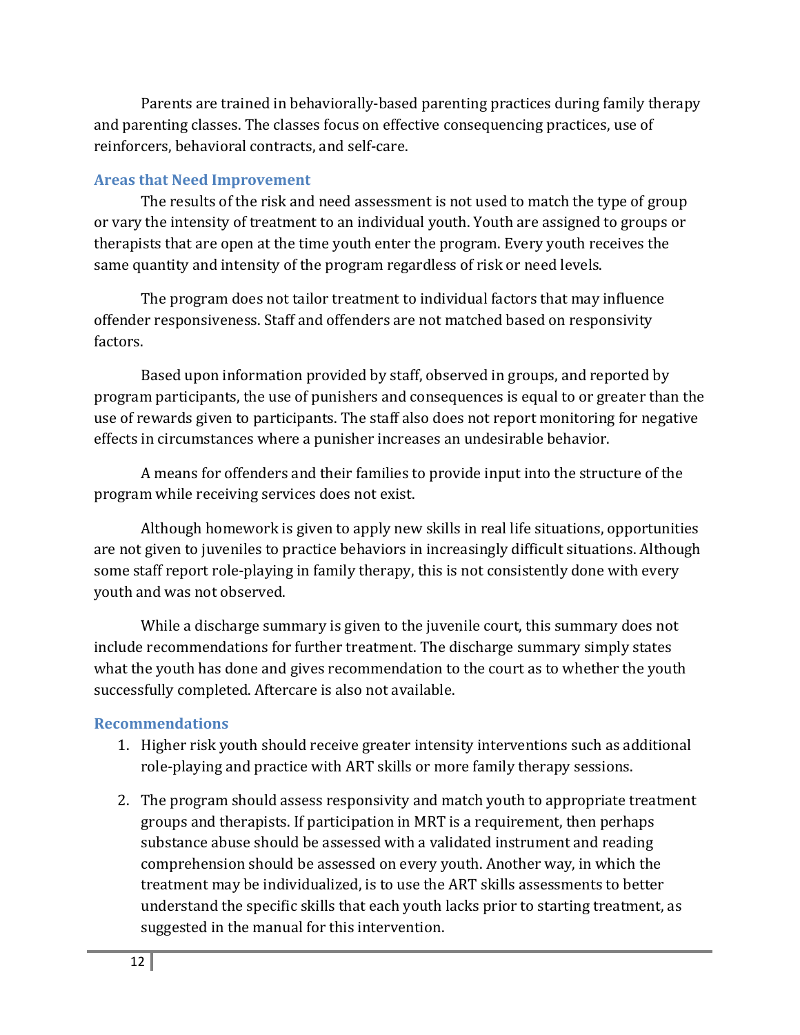Parents are trained in behaviorally-based parenting practices during family therapy and parenting classes. The classes focus on effective consequencing practices, use of reinforcers, behavioral contracts, and self-care.

### Areas that Need Improvement

The results of the risk and need assessment is not used to match the type of group or vary the intensity of treatment to an individual youth. Youth are assigned to groups or therapists that are open at the time youth enter the program. Every youth receives the same quantity and intensity of the program regardless of risk or need levels.

The program does not tailor treatment to individual factors that may influence offender responsiveness. Staff and offenders are not matched based on responsivity factors.

Based upon information provided by staff, observed in groups, and reported by program participants, the use of punishers and consequences is equal to or greater than the use of rewards given to participants. The staff also does not report monitoring for negative effects in circumstances where a punisher increases an undesirable behavior.

A means for offenders and their families to provide input into the structure of the program while receiving services does not exist.

Although homework is given to apply new skills in real life situations, opportunities are not given to juveniles to practice behaviors in increasingly difficult situations. Although some staff report role-playing in family therapy, this is not consistently done with every youth and was not observed.

While a discharge summary is given to the juvenile court, this summary does not include recommendations for further treatment. The discharge summary simply states what the youth has done and gives recommendation to the court as to whether the youth successfully completed. Aftercare is also not available.

### Recommendations

1. Higher risk youth should receive greater intensity interventions such as additional role-playing and practice with ART skills or more family therapy sessions.

2. The program should assess responsivity and match youth to appropriate treatment groups and therapists. If participation in MRT is a requirement, then perhaps substance abuse should be assessed with a validated instrument and reading comprehension should be assessed on every youth. Another way, in which the treatment may be individualized, is to use the ART skills assessments to better understand the specific skills that each youth lacks prior to starting treatment, as suggested in the manual for this intervention.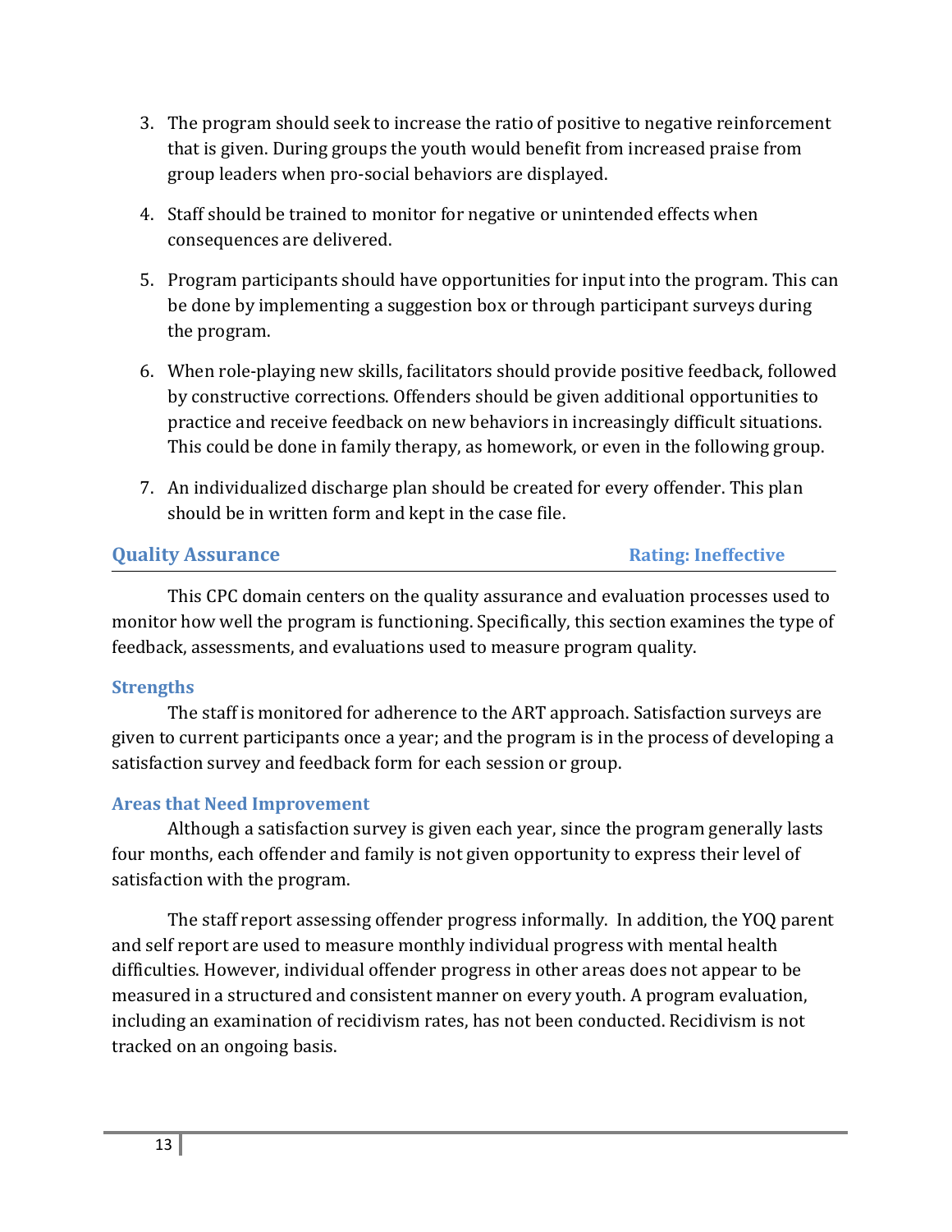3. The program should seek to increase the ratio of positive to negative reinforcement that is given. During groups the youth would benefit from increased praise from group leaders when pro-social behaviors are displayed.

4. Staff should be trained to monitor for negative or unintended effects when consequences are delivered.

5. Program participants should have opportunities for input into the program. This can be done by implementing a suggestion box or through participant surveys during the program.

6. When role-playing new skills, facilitators should provide positive feedback, followed by constructive corrections. Offenders should be given additional opportunities to practice and receive feedback on new behaviors in increasingly difficult situations. This could be done in family therapy, as homework, or even in the following group.

7. An individualized discharge plan should be created for every offender. This plan should be in written form and kept in the case file.

## Quality Assurance — Rating: Ineffective

This CPC domain centers on the quality assurance and evaluation processes used to monitor how well the program is functioning. Specifically, this section examines the type of feedback, assessments, and evaluations used to measure program quality.

### Strengths

The staff is monitored for adherence to the ART approach. Satisfaction surveys are given to current participants once a year; and the program is in the process of developing a satisfaction survey and feedback form for each session or group.

### Areas that Need Improvement

Although a satisfaction survey is given each year, since the program generally lasts four months, each offender and family is not given opportunity to express their level of satisfaction with the program.

The staff report assessing offender progress informally. In addition, the YOQ parent and self report are used to measure monthly individual progress with mental health difficulties. However, individual offender progress in other areas does not appear to be measured in a structured and consistent manner on every youth. A program evaluation, including an examination of recidivism rates, has not been conducted. Recidivism is not tracked on an ongoing basis.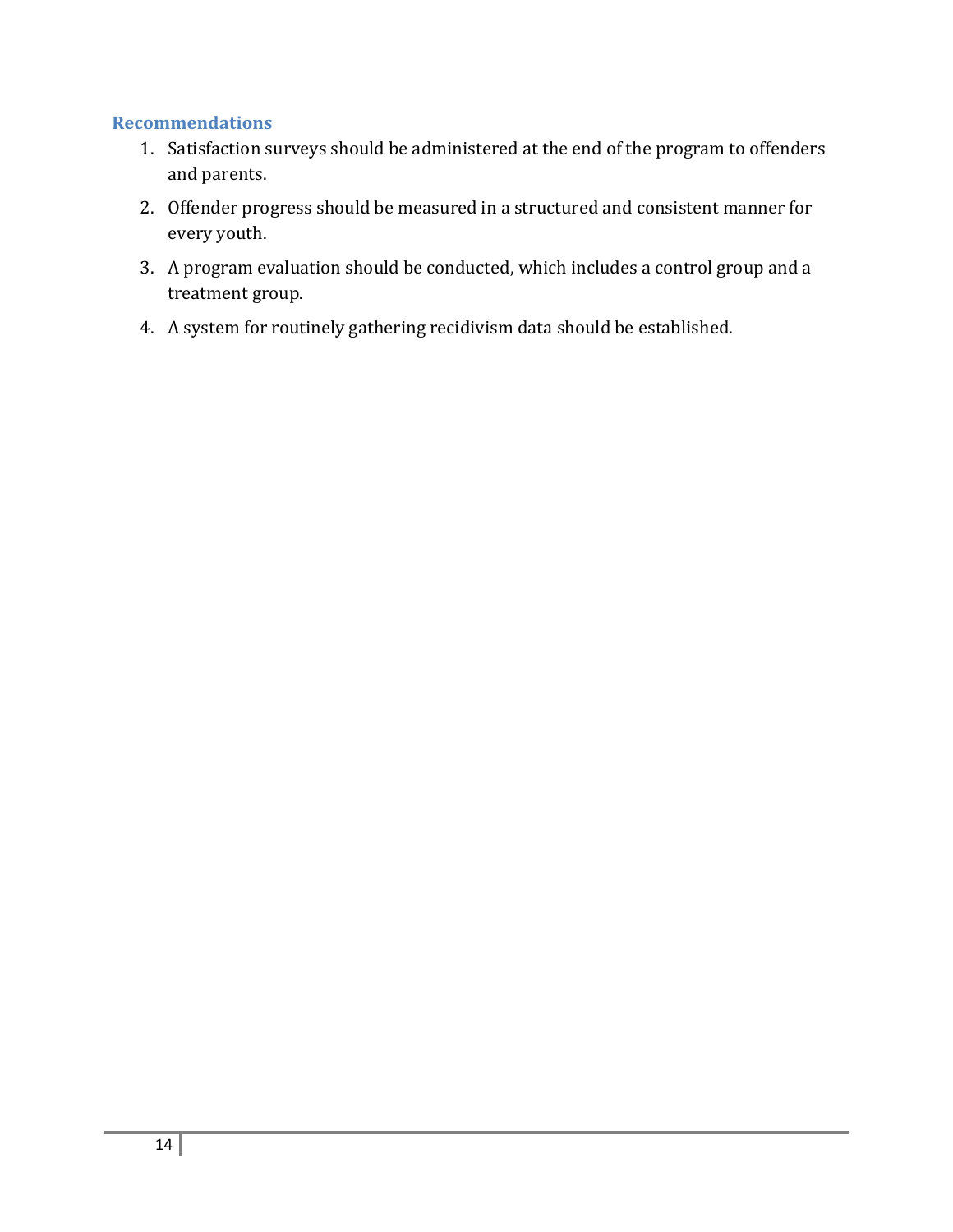## Recommendations

1. Satisfaction surveys should be administered at the end of the program to offenders and parents.
2. Offender progress should be measured in a structured and consistent manner for every youth.
3. A program evaluation should be conducted, which includes a control group and a treatment group.
4. A system for routinely gathering recidivism data should be established.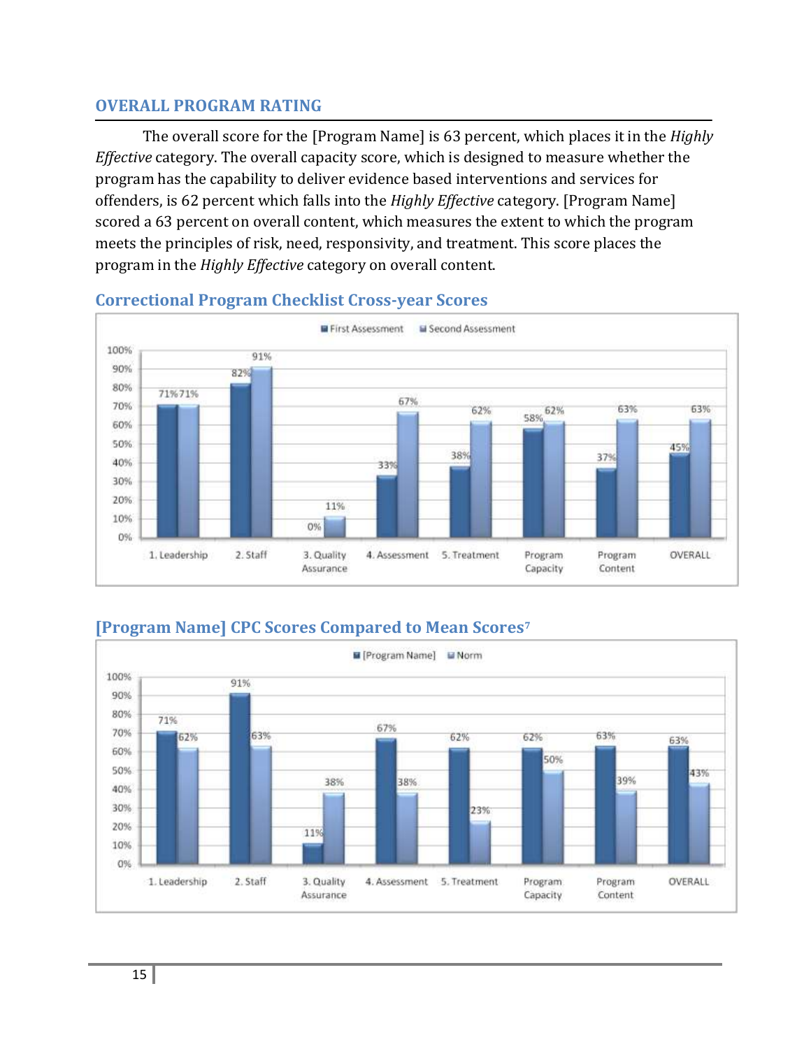## OVERALL PROGRAM RATING

The overall score for the [Program Name] is 63 percent, which places it in the *Highly Effective* category. The overall capacity score, which is designed to measure whether the program has the capability to deliver evidence based interventions and services for offenders, is 62 percent which falls into the *Highly Effective* category. [Program Name] scored a 63 percent on overall content, which measures the extent to which the program meets the principles of risk, need, responsivity, and treatment. This score places the program in the *Highly Effective* category on overall content.

### Correctional Program Checklist Cross-year Scores

| | First Assessment | Second Assessment |
|---|---|---|
| 1. Leadership | 71% | 71% |
| 2. Staff | 82% | 91% |
| 3. Quality Assurance | 0% | 11% |
| 4. Assessment | 33% | 67% |
| 5. Treatment | 38% | 62% |
| Program Capacity | 58% | 62% |
| Program Content | 37% | 63% |
| OVERALL | 45% | 63% |

### [Program Name] CPC Scores Compared to Mean Scores[7]

| | [Program Name] | Norm |
|---|---|---|
| 1. Leadership | 71% | 62% |
| 2. Staff | 91% | 63% |
| 3. Quality Assurance | 11% | 38% |
| 4. Assessment | 67% | 38% |
| 5. Treatment | 62% | 23% |
| Program Capacity | 62% | 50% |
| Program Content | 63% | 39% |
| OVERALL | 63% | 43% |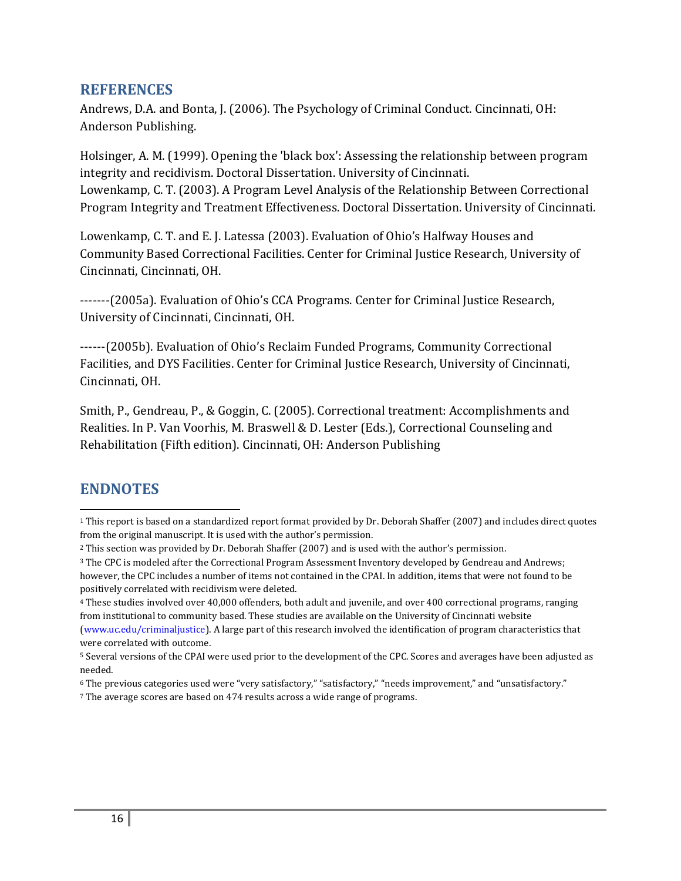## REFERENCES

Andrews, D.A. and Bonta, J. (2006). The Psychology of Criminal Conduct. Cincinnati, OH: Anderson Publishing.

Holsinger, A. M. (1999). Opening the 'black box': Assessing the relationship between program integrity and recidivism. Doctoral Dissertation. University of Cincinnati.

Lowenkamp, C. T. (2003). A Program Level Analysis of the Relationship Between Correctional Program Integrity and Treatment Effectiveness. Doctoral Dissertation. University of Cincinnati.

Lowenkamp, C. T. and E. J. Latessa (2003). Evaluation of Ohio's Halfway Houses and Community Based Correctional Facilities. Center for Criminal Justice Research, University of Cincinnati, Cincinnati, OH.

-------(2005a). Evaluation of Ohio's CCA Programs. Center for Criminal Justice Research, University of Cincinnati, Cincinnati, OH.

------(2005b). Evaluation of Ohio's Reclaim Funded Programs, Community Correctional Facilities, and DYS Facilities. Center for Criminal Justice Research, University of Cincinnati, Cincinnati, OH.

Smith, P., Gendreau, P., & Goggin, C. (2005). Correctional treatment: Accomplishments and Realities. In P. Van Voorhis, M. Braswell & D. Lester (Eds.), Correctional Counseling and Rehabilitation (Fifth edition). Cincinnati, OH: Anderson Publishing

## ENDNOTES

[1] This report is based on a standardized report format provided by Dr. Deborah Shaffer (2007) and includes direct quotes from the original manuscript. It is used with the author's permission.

[2] This section was provided by Dr. Deborah Shaffer (2007) and is used with the author's permission.

[3] The CPC is modeled after the Correctional Program Assessment Inventory developed by Gendreau and Andrews; however, the CPC includes a number of items not contained in the CPAI. In addition, items that were not found to be positively correlated with recidivism were deleted.

[4] These studies involved over 40,000 offenders, both adult and juvenile, and over 400 correctional programs, ranging from institutional to community based. These studies are available on the University of Cincinnati website (www.uc.edu/criminaljustice). A large part of this research involved the identification of program characteristics that were correlated with outcome.

[5] Several versions of the CPAI were used prior to the development of the CPC. Scores and averages have been adjusted as needed.

[6] The previous categories used were "very satisfactory," "satisfactory," "needs improvement," and "unsatisfactory."

[7] The average scores are based on 474 results across a wide range of programs.